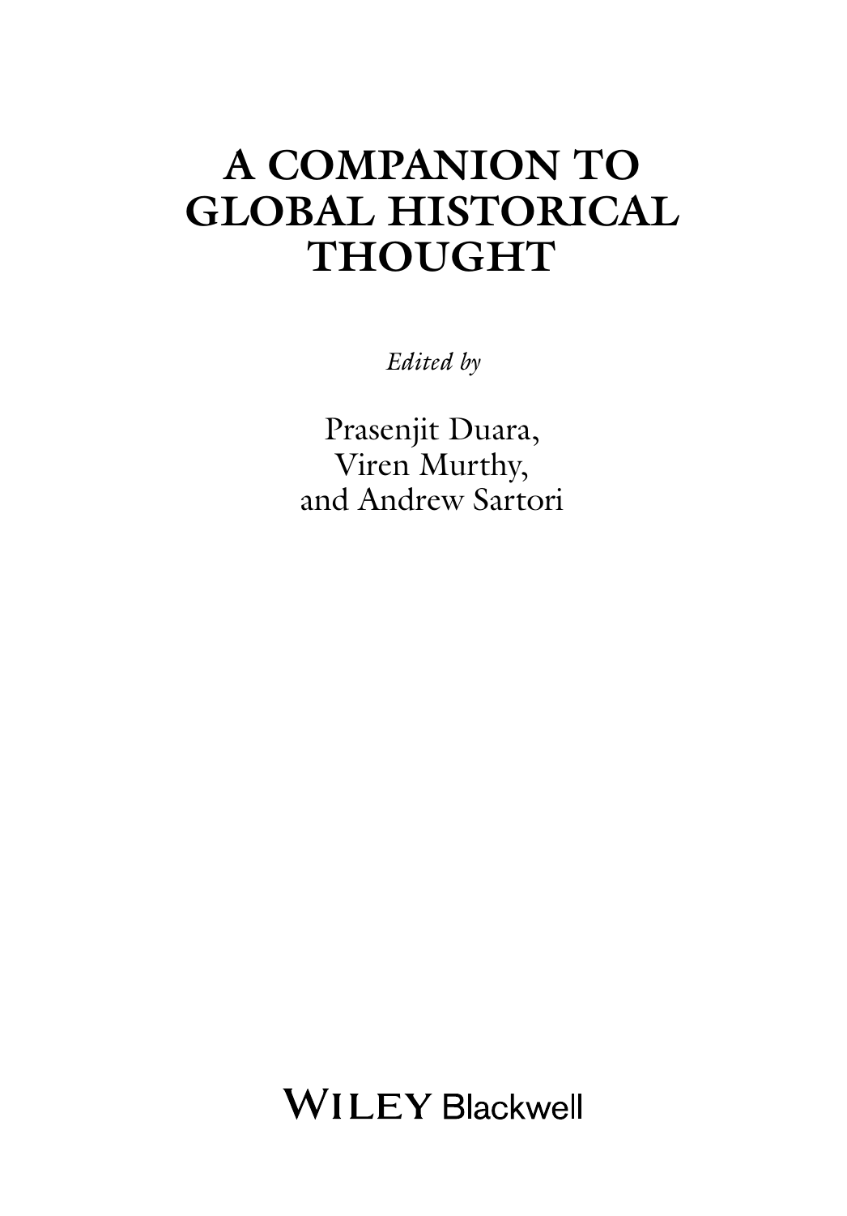# A COMPANION TO GLOBAL HISTORICAL THOUGHT

*Edited by*

Prasenjit Duara,
Viren Murthy,
and Andrew Sartori

WILEY Blackwell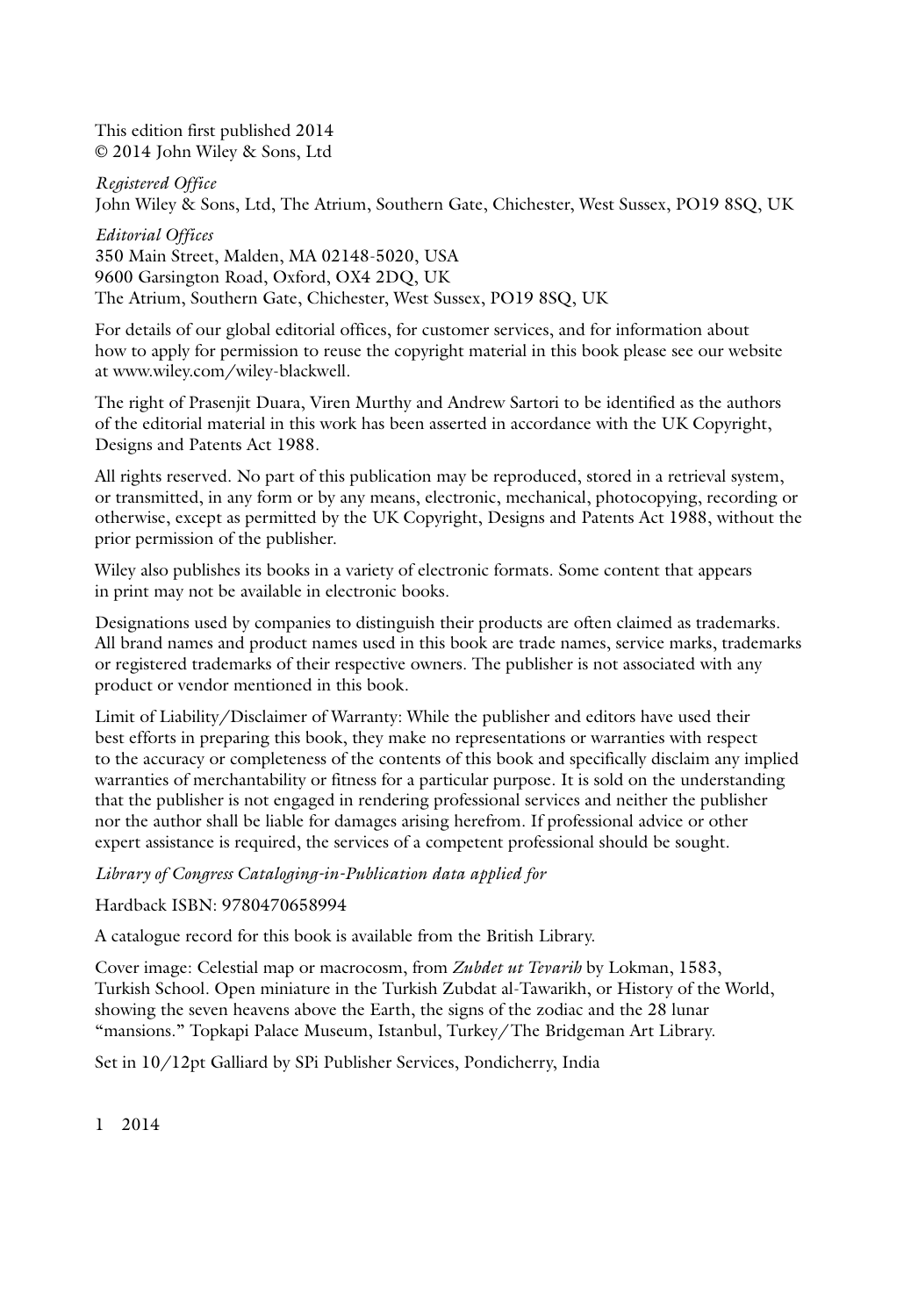This edition first published 2014
© 2014 John Wiley & Sons, Ltd

*Registered Office*
John Wiley & Sons, Ltd, The Atrium, Southern Gate, Chichester, West Sussex, PO19 8SQ, UK

*Editorial Offices*
350 Main Street, Malden, MA 02148-5020, USA
9600 Garsington Road, Oxford, OX4 2DQ, UK
The Atrium, Southern Gate, Chichester, West Sussex, PO19 8SQ, UK

For details of our global editorial offices, for customer services, and for information about how to apply for permission to reuse the copyright material in this book please see our website at www.wiley.com/wiley-blackwell.

The right of Prasenjit Duara, Viren Murthy and Andrew Sartori to be identified as the authors of the editorial material in this work has been asserted in accordance with the UK Copyright, Designs and Patents Act 1988.

All rights reserved. No part of this publication may be reproduced, stored in a retrieval system, or transmitted, in any form or by any means, electronic, mechanical, photocopying, recording or otherwise, except as permitted by the UK Copyright, Designs and Patents Act 1988, without the prior permission of the publisher.

Wiley also publishes its books in a variety of electronic formats. Some content that appears in print may not be available in electronic books.

Designations used by companies to distinguish their products are often claimed as trademarks. All brand names and product names used in this book are trade names, service marks, trademarks or registered trademarks of their respective owners. The publisher is not associated with any product or vendor mentioned in this book.

Limit of Liability/Disclaimer of Warranty: While the publisher and editors have used their best efforts in preparing this book, they make no representations or warranties with respect to the accuracy or completeness of the contents of this book and specifically disclaim any implied warranties of merchantability or fitness for a particular purpose. It is sold on the understanding that the publisher is not engaged in rendering professional services and neither the publisher nor the author shall be liable for damages arising herefrom. If professional advice or other expert assistance is required, the services of a competent professional should be sought.

*Library of Congress Cataloging-in-Publication data applied for*

Hardback ISBN: 9780470658994

A catalogue record for this book is available from the British Library.

Cover image: Celestial map or macrocosm, from *Zubdet ut Tevarih* by Lokman, 1583, Turkish School. Open miniature in the Turkish Zubdat al-Tawarikh, or History of the World, showing the seven heavens above the Earth, the signs of the zodiac and the 28 lunar "mansions." Topkapi Palace Museum, Istanbul, Turkey/The Bridgeman Art Library.

Set in 10/12pt Galliard by SPi Publisher Services, Pondicherry, India

1 2014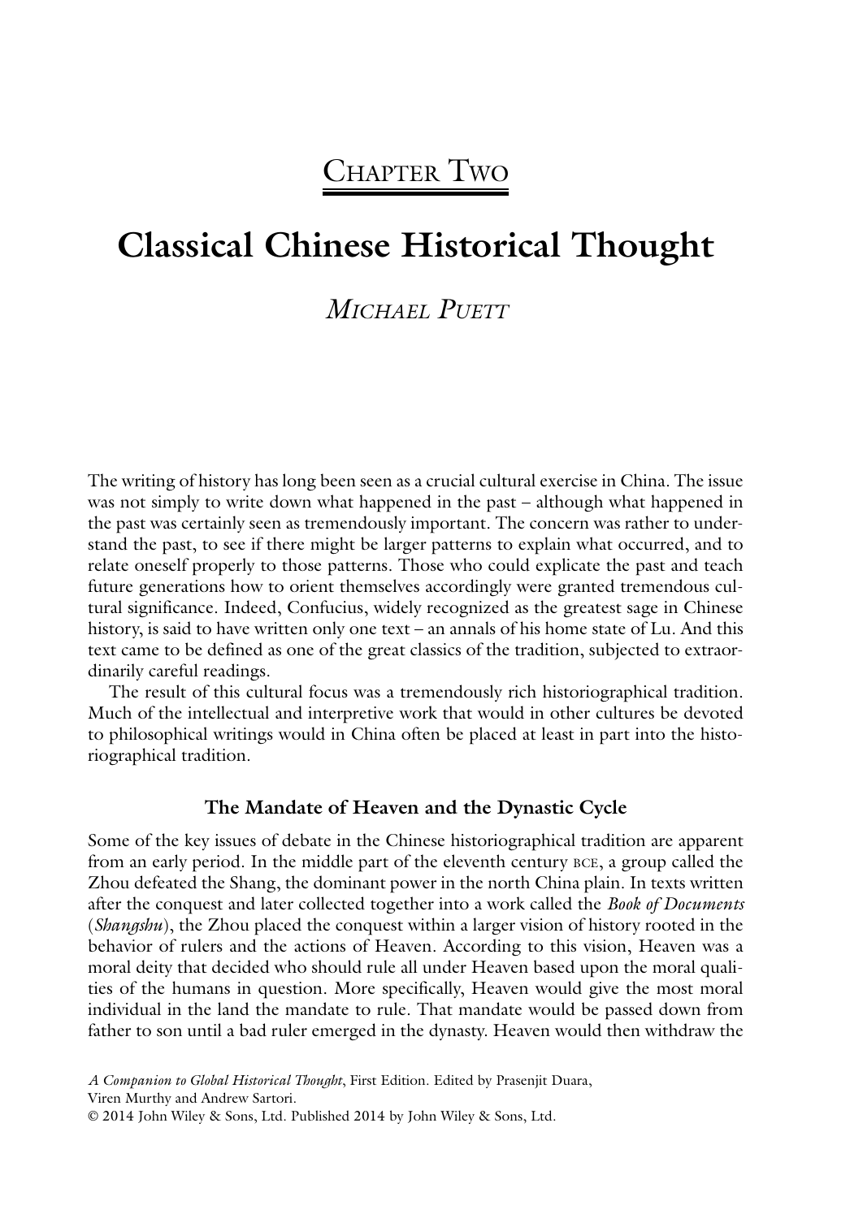## Chapter Two

# Classical Chinese Historical Thought

### *Michael Puett*

The writing of history has long been seen as a crucial cultural exercise in China. The issue was not simply to write down what happened in the past – although what happened in the past was certainly seen as tremendously important. The concern was rather to understand the past, to see if there might be larger patterns to explain what occurred, and to relate oneself properly to those patterns. Those who could explicate the past and teach future generations how to orient themselves accordingly were granted tremendous cultural significance. Indeed, Confucius, widely recognized as the greatest sage in Chinese history, is said to have written only one text – an annals of his home state of Lu. And this text came to be defined as one of the great classics of the tradition, subjected to extraordinarily careful readings.

The result of this cultural focus was a tremendously rich historiographical tradition. Much of the intellectual and interpretive work that would in other cultures be devoted to philosophical writings would in China often be placed at least in part into the historiographical tradition.

## The Mandate of Heaven and the Dynastic Cycle

Some of the key issues of debate in the Chinese historiographical tradition are apparent from an early period. In the middle part of the eleventh century BCE, a group called the Zhou defeated the Shang, the dominant power in the north China plain. In texts written after the conquest and later collected together into a work called the *Book of Documents* (*Shangshu*), the Zhou placed the conquest within a larger vision of history rooted in the behavior of rulers and the actions of Heaven. According to this vision, Heaven was a moral deity that decided who should rule all under Heaven based upon the moral qualities of the humans in question. More specifically, Heaven would give the most moral individual in the land the mandate to rule. That mandate would be passed down from father to son until a bad ruler emerged in the dynasty. Heaven would then withdraw the

*A Companion to Global Historical Thought*, First Edition. Edited by Prasenjit Duara, Viren Murthy and Andrew Sartori.
© 2014 John Wiley & Sons, Ltd. Published 2014 by John Wiley & Sons, Ltd.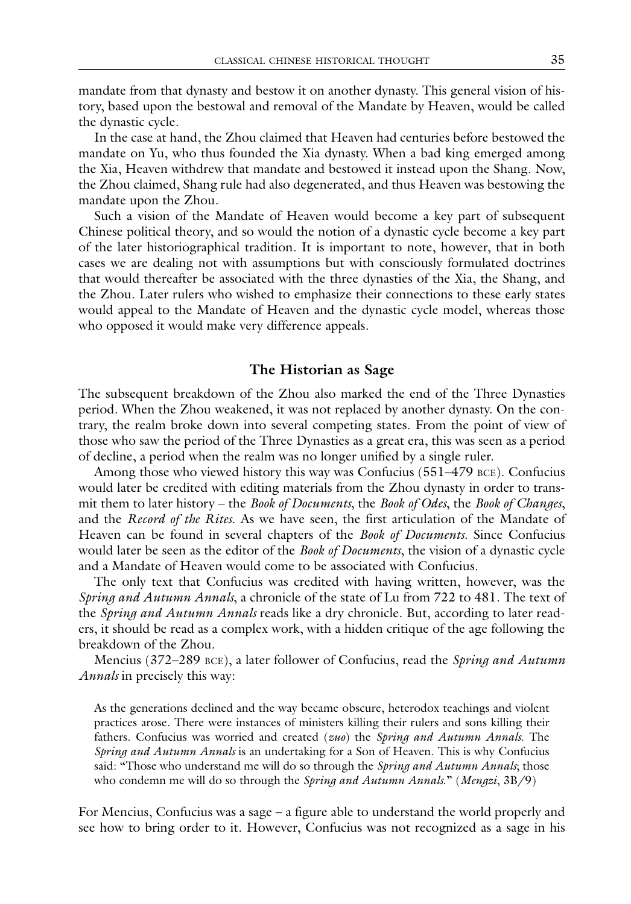mandate from that dynasty and bestow it on another dynasty. This general vision of history, based upon the bestowal and removal of the Mandate by Heaven, would be called the dynastic cycle.

In the case at hand, the Zhou claimed that Heaven had centuries before bestowed the mandate on Yu, who thus founded the Xia dynasty. When a bad king emerged among the Xia, Heaven withdrew that mandate and bestowed it instead upon the Shang. Now, the Zhou claimed, Shang rule had also degenerated, and thus Heaven was bestowing the mandate upon the Zhou.

Such a vision of the Mandate of Heaven would become a key part of subsequent Chinese political theory, and so would the notion of a dynastic cycle become a key part of the later historiographical tradition. It is important to note, however, that in both cases we are dealing not with assumptions but with consciously formulated doctrines that would thereafter be associated with the three dynasties of the Xia, the Shang, and the Zhou. Later rulers who wished to emphasize their connections to these early states would appeal to the Mandate of Heaven and the dynastic cycle model, whereas those who opposed it would make very difference appeals.

## The Historian as Sage

The subsequent breakdown of the Zhou also marked the end of the Three Dynasties period. When the Zhou weakened, it was not replaced by another dynasty. On the contrary, the realm broke down into several competing states. From the point of view of those who saw the period of the Three Dynasties as a great era, this was seen as a period of decline, a period when the realm was no longer unified by a single ruler.

Among those who viewed history this way was Confucius (551–479 BCE). Confucius would later be credited with editing materials from the Zhou dynasty in order to transmit them to later history – the *Book of Documents*, the *Book of Odes*, the *Book of Changes*, and the *Record of the Rites*. As we have seen, the first articulation of the Mandate of Heaven can be found in several chapters of the *Book of Documents*. Since Confucius would later be seen as the editor of the *Book of Documents*, the vision of a dynastic cycle and a Mandate of Heaven would come to be associated with Confucius.

The only text that Confucius was credited with having written, however, was the *Spring and Autumn Annals*, a chronicle of the state of Lu from 722 to 481. The text of the *Spring and Autumn Annals* reads like a dry chronicle. But, according to later readers, it should be read as a complex work, with a hidden critique of the age following the breakdown of the Zhou.

Mencius (372–289 BCE), a later follower of Confucius, read the *Spring and Autumn Annals* in precisely this way:

> As the generations declined and the way became obscure, heterodox teachings and violent practices arose. There were instances of ministers killing their rulers and sons killing their fathers. Confucius was worried and created (*zuo*) the *Spring and Autumn Annals*. The *Spring and Autumn Annals* is an undertaking for a Son of Heaven. This is why Confucius said: "Those who understand me will do so through the *Spring and Autumn Annals*; those who condemn me will do so through the *Spring and Autumn Annals*." (*Mengzi*, 3B/9)

For Mencius, Confucius was a sage – a figure able to understand the world properly and see how to bring order to it. However, Confucius was not recognized as a sage in his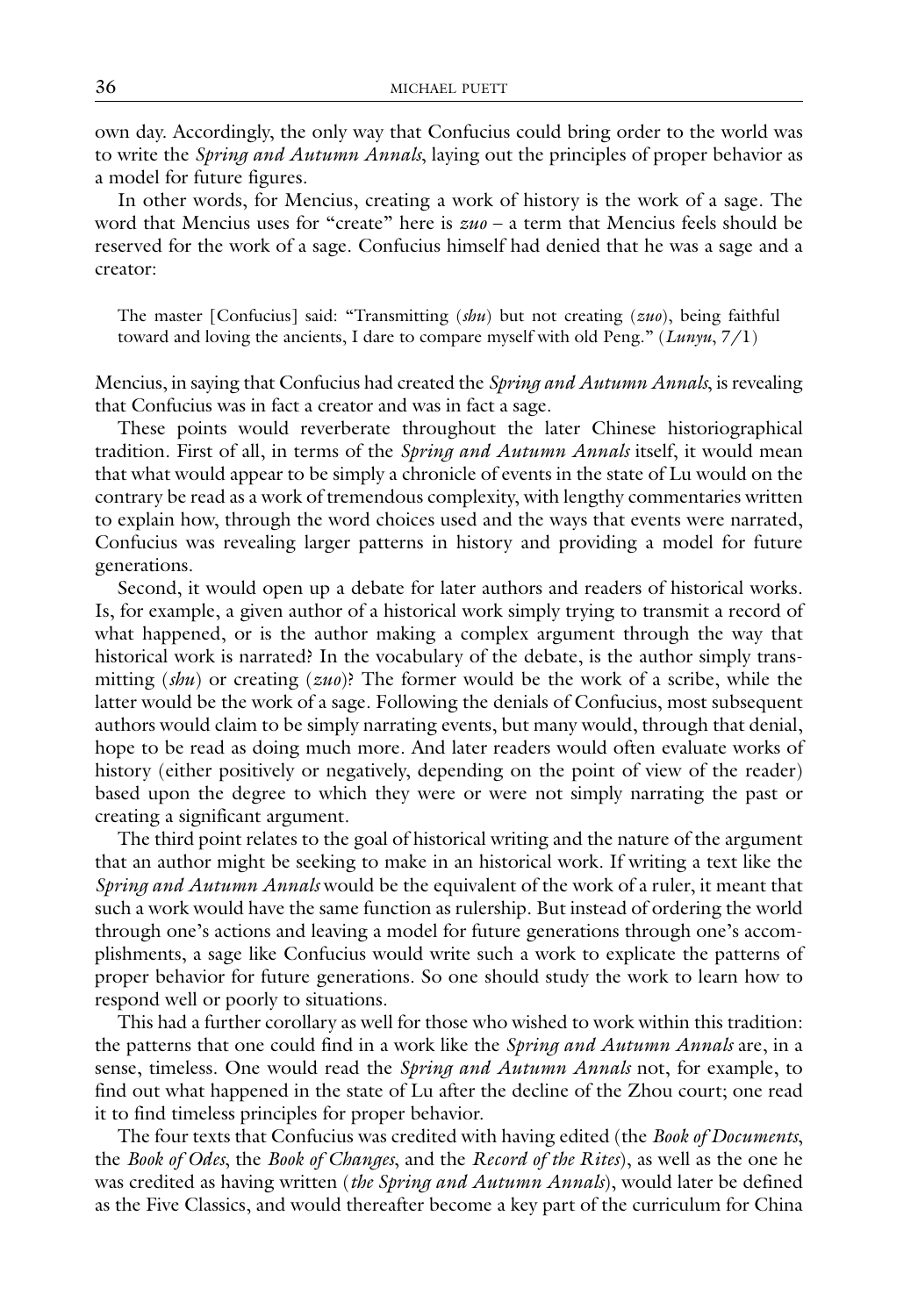own day. Accordingly, the only way that Confucius could bring order to the world was to write the *Spring and Autumn Annals*, laying out the principles of proper behavior as a model for future figures.

In other words, for Mencius, creating a work of history is the work of a sage. The word that Mencius uses for "create" here is *zuo* – a term that Mencius feels should be reserved for the work of a sage. Confucius himself had denied that he was a sage and a creator:

> The master [Confucius] said: "Transmitting (*shu*) but not creating (*zuo*), being faithful toward and loving the ancients, I dare to compare myself with old Peng." (*Lunyu*, 7/1)

Mencius, in saying that Confucius had created the *Spring and Autumn Annals*, is revealing that Confucius was in fact a creator and was in fact a sage.

These points would reverberate throughout the later Chinese historiographical tradition. First of all, in terms of the *Spring and Autumn Annals* itself, it would mean that what would appear to be simply a chronicle of events in the state of Lu would on the contrary be read as a work of tremendous complexity, with lengthy commentaries written to explain how, through the word choices used and the ways that events were narrated, Confucius was revealing larger patterns in history and providing a model for future generations.

Second, it would open up a debate for later authors and readers of historical works. Is, for example, a given author of a historical work simply trying to transmit a record of what happened, or is the author making a complex argument through the way that historical work is narrated? In the vocabulary of the debate, is the author simply transmitting (*shu*) or creating (*zuo*)? The former would be the work of a scribe, while the latter would be the work of a sage. Following the denials of Confucius, most subsequent authors would claim to be simply narrating events, but many would, through that denial, hope to be read as doing much more. And later readers would often evaluate works of history (either positively or negatively, depending on the point of view of the reader) based upon the degree to which they were or were not simply narrating the past or creating a significant argument.

The third point relates to the goal of historical writing and the nature of the argument that an author might be seeking to make in an historical work. If writing a text like the *Spring and Autumn Annals* would be the equivalent of the work of a ruler, it meant that such a work would have the same function as rulership. But instead of ordering the world through one's actions and leaving a model for future generations through one's accomplishments, a sage like Confucius would write such a work to explicate the patterns of proper behavior for future generations. So one should study the work to learn how to respond well or poorly to situations.

This had a further corollary as well for those who wished to work within this tradition: the patterns that one could find in a work like the *Spring and Autumn Annals* are, in a sense, timeless. One would read the *Spring and Autumn Annals* not, for example, to find out what happened in the state of Lu after the decline of the Zhou court; one read it to find timeless principles for proper behavior.

The four texts that Confucius was credited with having edited (the *Book of Documents*, the *Book of Odes*, the *Book of Changes*, and the *Record of the Rites*), as well as the one he was credited as having written (*the Spring and Autumn Annals*), would later be defined as the Five Classics, and would thereafter become a key part of the curriculum for China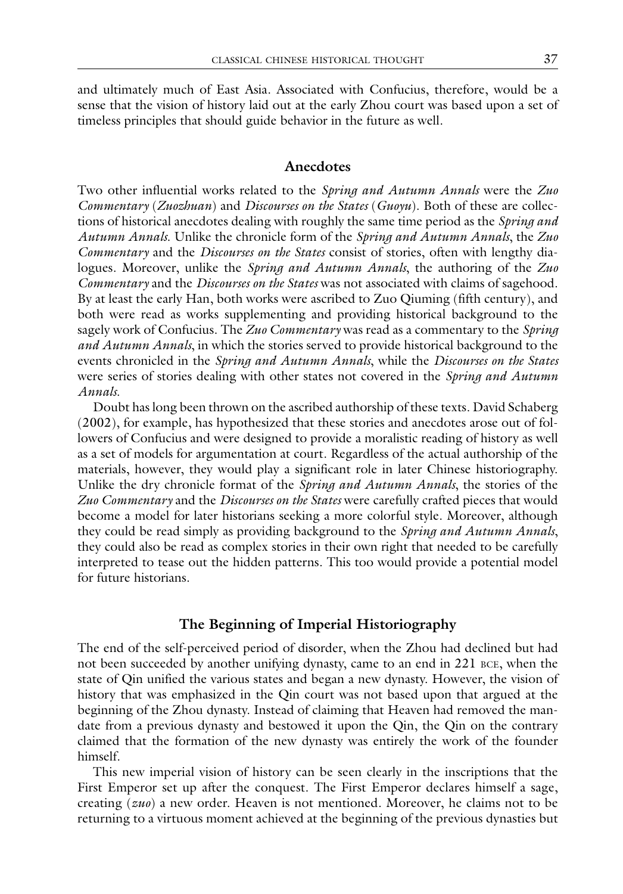and ultimately much of East Asia. Associated with Confucius, therefore, would be a sense that the vision of history laid out at the early Zhou court was based upon a set of timeless principles that should guide behavior in the future as well.

## Anecdotes

Two other influential works related to the *Spring and Autumn Annals* were the *Zuo Commentary* (*Zuozhuan*) and *Discourses on the States* (*Guoyu*). Both of these are collections of historical anecdotes dealing with roughly the same time period as the *Spring and Autumn Annals*. Unlike the chronicle form of the *Spring and Autumn Annals*, the *Zuo Commentary* and the *Discourses on the States* consist of stories, often with lengthy dialogues. Moreover, unlike the *Spring and Autumn Annals*, the authoring of the *Zuo Commentary* and the *Discourses on the States* was not associated with claims of sagehood. By at least the early Han, both works were ascribed to Zuo Qiuming (fifth century), and both were read as works supplementing and providing historical background to the sagely work of Confucius. The *Zuo Commentary* was read as a commentary to the *Spring and Autumn Annals*, in which the stories served to provide historical background to the events chronicled in the *Spring and Autumn Annals*, while the *Discourses on the States* were series of stories dealing with other states not covered in the *Spring and Autumn Annals*.

Doubt has long been thrown on the ascribed authorship of these texts. David Schaberg (2002), for example, has hypothesized that these stories and anecdotes arose out of followers of Confucius and were designed to provide a moralistic reading of history as well as a set of models for argumentation at court. Regardless of the actual authorship of the materials, however, they would play a significant role in later Chinese historiography. Unlike the dry chronicle format of the *Spring and Autumn Annals*, the stories of the *Zuo Commentary* and the *Discourses on the States* were carefully crafted pieces that would become a model for later historians seeking a more colorful style. Moreover, although they could be read simply as providing background to the *Spring and Autumn Annals*, they could also be read as complex stories in their own right that needed to be carefully interpreted to tease out the hidden patterns. This too would provide a potential model for future historians.

## The Beginning of Imperial Historiography

The end of the self-perceived period of disorder, when the Zhou had declined but had not been succeeded by another unifying dynasty, came to an end in 221 BCE, when the state of Qin unified the various states and began a new dynasty. However, the vision of history that was emphasized in the Qin court was not based upon that argued at the beginning of the Zhou dynasty. Instead of claiming that Heaven had removed the mandate from a previous dynasty and bestowed it upon the Qin, the Qin on the contrary claimed that the formation of the new dynasty was entirely the work of the founder himself.

This new imperial vision of history can be seen clearly in the inscriptions that the First Emperor set up after the conquest. The First Emperor declares himself a sage, creating (*zuo*) a new order. Heaven is not mentioned. Moreover, he claims not to be returning to a virtuous moment achieved at the beginning of the previous dynasties but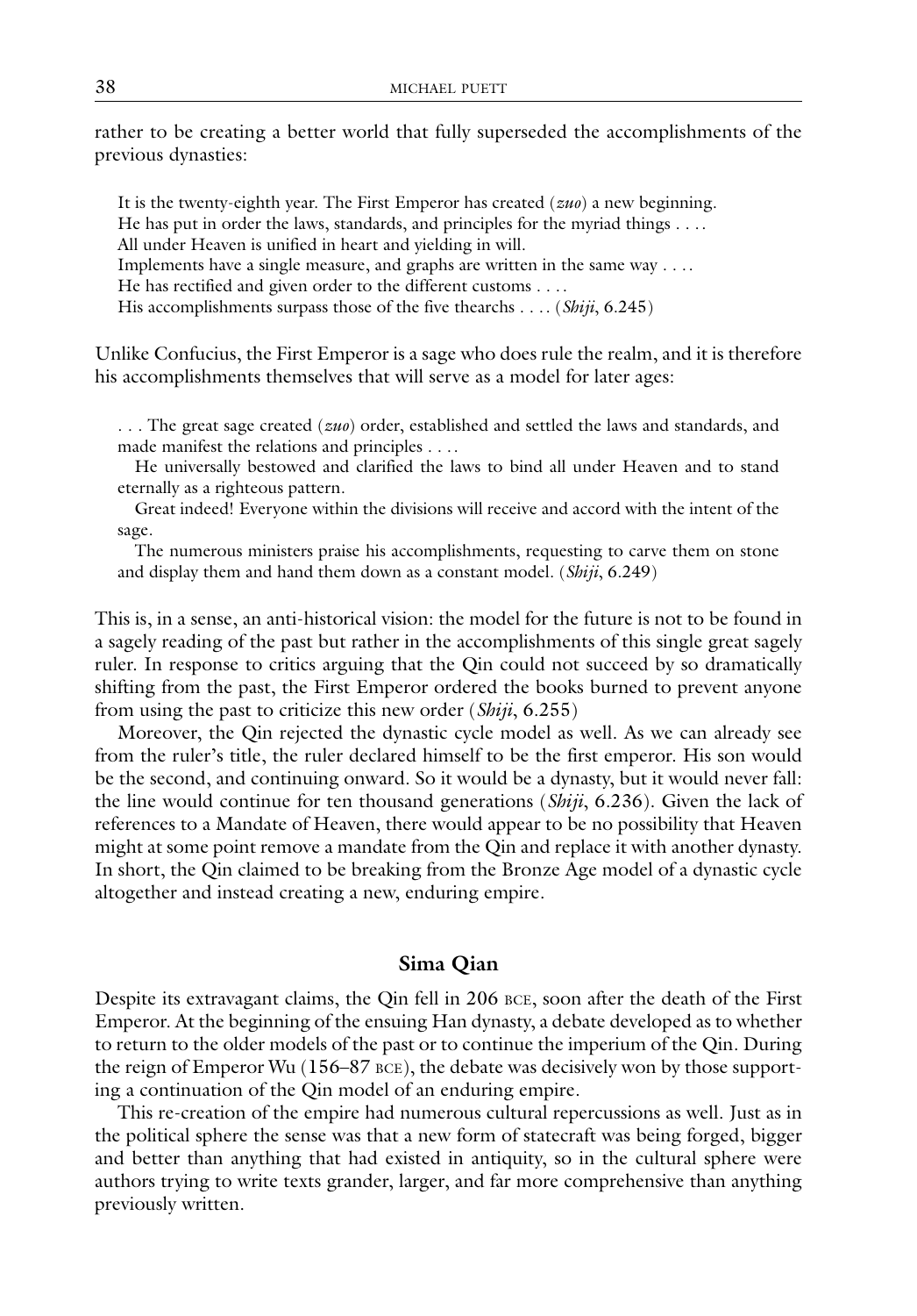rather to be creating a better world that fully superseded the accomplishments of the previous dynasties:

> It is the twenty-eighth year. The First Emperor has created (*zuo*) a new beginning.
> He has put in order the laws, standards, and principles for the myriad things . . . .
> All under Heaven is unified in heart and yielding in will.
> Implements have a single measure, and graphs are written in the same way . . . .
> He has rectified and given order to the different customs . . . .
> His accomplishments surpass those of the five thearchs . . . . (*Shiji*, 6.245)

Unlike Confucius, the First Emperor is a sage who does rule the realm, and it is therefore his accomplishments themselves that will serve as a model for later ages:

> . . . The great sage created (*zuo*) order, established and settled the laws and standards, and made manifest the relations and principles . . . .
>
> He universally bestowed and clarified the laws to bind all under Heaven and to stand eternally as a righteous pattern.
>
> Great indeed! Everyone within the divisions will receive and accord with the intent of the sage.
>
> The numerous ministers praise his accomplishments, requesting to carve them on stone and display them and hand them down as a constant model. (*Shiji*, 6.249)

This is, in a sense, an anti-historical vision: the model for the future is not to be found in a sagely reading of the past but rather in the accomplishments of this single great sagely ruler. In response to critics arguing that the Qin could not succeed by so dramatically shifting from the past, the First Emperor ordered the books burned to prevent anyone from using the past to criticize this new order (*Shiji*, 6.255)

Moreover, the Qin rejected the dynastic cycle model as well. As we can already see from the ruler's title, the ruler declared himself to be the first emperor. His son would be the second, and continuing onward. So it would be a dynasty, but it would never fall: the line would continue for ten thousand generations (*Shiji*, 6.236). Given the lack of references to a Mandate of Heaven, there would appear to be no possibility that Heaven might at some point remove a mandate from the Qin and replace it with another dynasty. In short, the Qin claimed to be breaking from the Bronze Age model of a dynastic cycle altogether and instead creating a new, enduring empire.

## Sima Qian

Despite its extravagant claims, the Qin fell in 206 BCE, soon after the death of the First Emperor. At the beginning of the ensuing Han dynasty, a debate developed as to whether to return to the older models of the past or to continue the imperium of the Qin. During the reign of Emperor Wu (156–87 BCE), the debate was decisively won by those supporting a continuation of the Qin model of an enduring empire.

This re-creation of the empire had numerous cultural repercussions as well. Just as in the political sphere the sense was that a new form of statecraft was being forged, bigger and better than anything that had existed in antiquity, so in the cultural sphere were authors trying to write texts grander, larger, and far more comprehensive than anything previously written.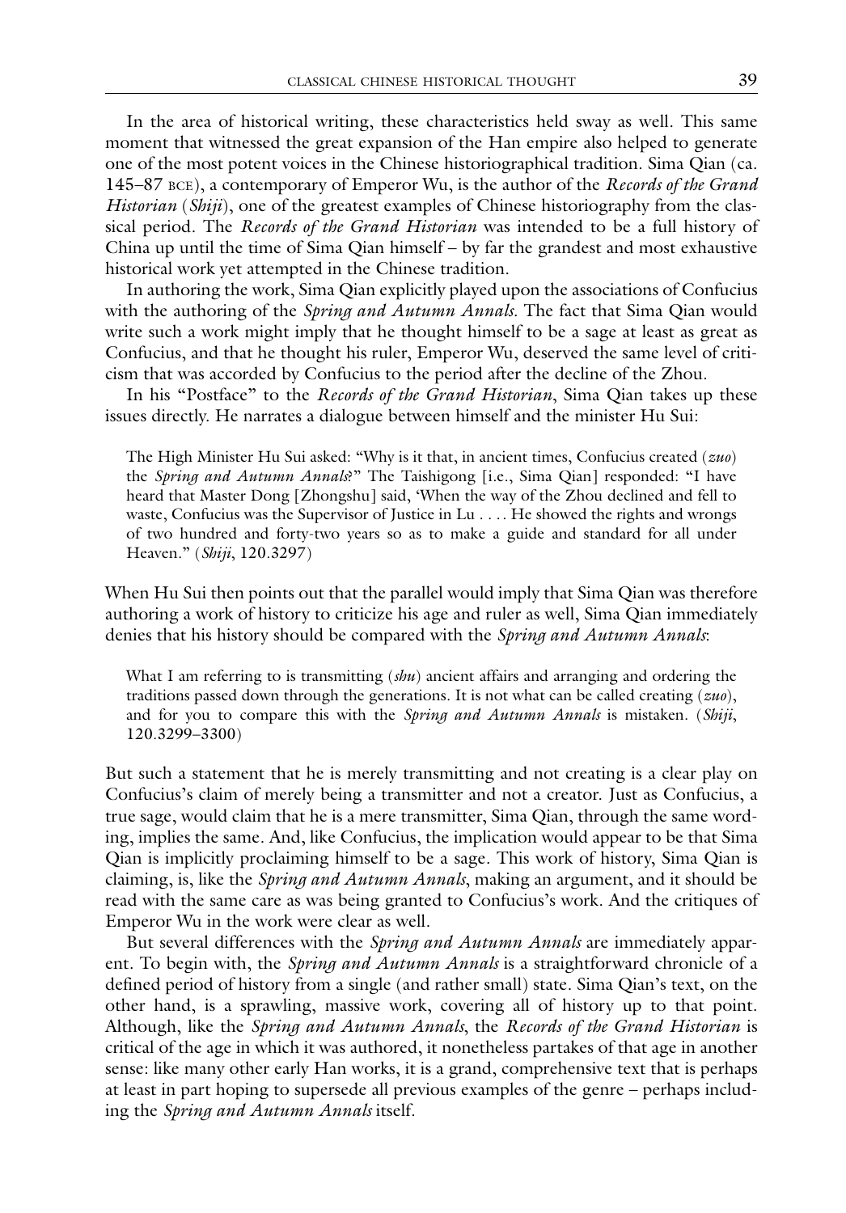In the area of historical writing, these characteristics held sway as well. This same moment that witnessed the great expansion of the Han empire also helped to generate one of the most potent voices in the Chinese historiographical tradition. Sima Qian (ca. 145–87 BCE), a contemporary of Emperor Wu, is the author of the *Records of the Grand Historian* (*Shiji*), one of the greatest examples of Chinese historiography from the classical period. The *Records of the Grand Historian* was intended to be a full history of China up until the time of Sima Qian himself – by far the grandest and most exhaustive historical work yet attempted in the Chinese tradition.

In authoring the work, Sima Qian explicitly played upon the associations of Confucius with the authoring of the *Spring and Autumn Annals*. The fact that Sima Qian would write such a work might imply that he thought himself to be a sage at least as great as Confucius, and that he thought his ruler, Emperor Wu, deserved the same level of criticism that was accorded by Confucius to the period after the decline of the Zhou.

In his "Postface" to the *Records of the Grand Historian*, Sima Qian takes up these issues directly. He narrates a dialogue between himself and the minister Hu Sui:

> The High Minister Hu Sui asked: "Why is it that, in ancient times, Confucius created (*zuo*) the *Spring and Autumn Annals*?" The Taishigong [i.e., Sima Qian] responded: "I have heard that Master Dong [Zhongshu] said, 'When the way of the Zhou declined and fell to waste, Confucius was the Supervisor of Justice in Lu . . . . He showed the rights and wrongs of two hundred and forty-two years so as to make a guide and standard for all under Heaven." (*Shiji*, 120.3297)

When Hu Sui then points out that the parallel would imply that Sima Qian was therefore authoring a work of history to criticize his age and ruler as well, Sima Qian immediately denies that his history should be compared with the *Spring and Autumn Annals*:

> What I am referring to is transmitting (*shu*) ancient affairs and arranging and ordering the traditions passed down through the generations. It is not what can be called creating (*zuo*), and for you to compare this with the *Spring and Autumn Annals* is mistaken. (*Shiji*, 120.3299–3300)

But such a statement that he is merely transmitting and not creating is a clear play on Confucius's claim of merely being a transmitter and not a creator. Just as Confucius, a true sage, would claim that he is a mere transmitter, Sima Qian, through the same wording, implies the same. And, like Confucius, the implication would appear to be that Sima Qian is implicitly proclaiming himself to be a sage. This work of history, Sima Qian is claiming, is, like the *Spring and Autumn Annals*, making an argument, and it should be read with the same care as was being granted to Confucius's work. And the critiques of Emperor Wu in the work were clear as well.

But several differences with the *Spring and Autumn Annals* are immediately apparent. To begin with, the *Spring and Autumn Annals* is a straightforward chronicle of a defined period of history from a single (and rather small) state. Sima Qian's text, on the other hand, is a sprawling, massive work, covering all of history up to that point. Although, like the *Spring and Autumn Annals*, the *Records of the Grand Historian* is critical of the age in which it was authored, it nonetheless partakes of that age in another sense: like many other early Han works, it is a grand, comprehensive text that is perhaps at least in part hoping to supersede all previous examples of the genre – perhaps including the *Spring and Autumn Annals* itself.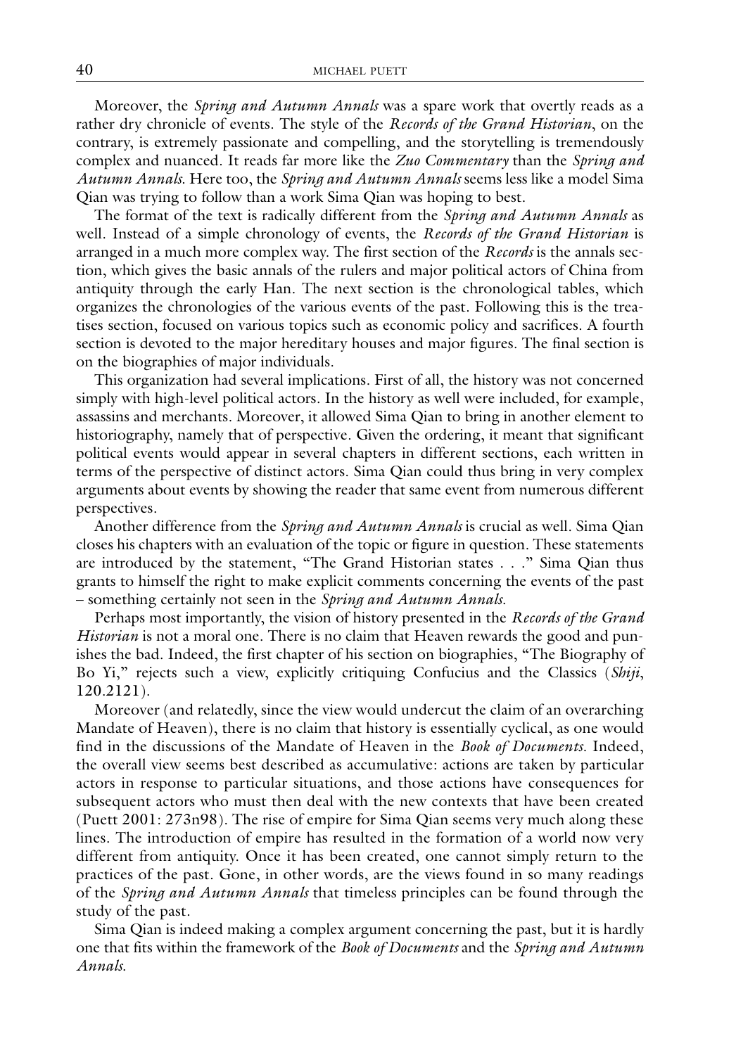Moreover, the *Spring and Autumn Annals* was a spare work that overtly reads as a rather dry chronicle of events. The style of the *Records of the Grand Historian*, on the contrary, is extremely passionate and compelling, and the storytelling is tremendously complex and nuanced. It reads far more like the *Zuo Commentary* than the *Spring and Autumn Annals*. Here too, the *Spring and Autumn Annals* seems less like a model Sima Qian was trying to follow than a work Sima Qian was hoping to best.

The format of the text is radically different from the *Spring and Autumn Annals* as well. Instead of a simple chronology of events, the *Records of the Grand Historian* is arranged in a much more complex way. The first section of the *Records* is the annals section, which gives the basic annals of the rulers and major political actors of China from antiquity through the early Han. The next section is the chronological tables, which organizes the chronologies of the various events of the past. Following this is the treatises section, focused on various topics such as economic policy and sacrifices. A fourth section is devoted to the major hereditary houses and major figures. The final section is on the biographies of major individuals.

This organization had several implications. First of all, the history was not concerned simply with high-level political actors. In the history as well were included, for example, assassins and merchants. Moreover, it allowed Sima Qian to bring in another element to historiography, namely that of perspective. Given the ordering, it meant that significant political events would appear in several chapters in different sections, each written in terms of the perspective of distinct actors. Sima Qian could thus bring in very complex arguments about events by showing the reader that same event from numerous different perspectives.

Another difference from the *Spring and Autumn Annals* is crucial as well. Sima Qian closes his chapters with an evaluation of the topic or figure in question. These statements are introduced by the statement, "The Grand Historian states . . ." Sima Qian thus grants to himself the right to make explicit comments concerning the events of the past – something certainly not seen in the *Spring and Autumn Annals*.

Perhaps most importantly, the vision of history presented in the *Records of the Grand Historian* is not a moral one. There is no claim that Heaven rewards the good and punishes the bad. Indeed, the first chapter of his section on biographies, "The Biography of Bo Yi," rejects such a view, explicitly critiquing Confucius and the Classics (*Shiji*, 120.2121).

Moreover (and relatedly, since the view would undercut the claim of an overarching Mandate of Heaven), there is no claim that history is essentially cyclical, as one would find in the discussions of the Mandate of Heaven in the *Book of Documents*. Indeed, the overall view seems best described as accumulative: actions are taken by particular actors in response to particular situations, and those actions have consequences for subsequent actors who must then deal with the new contexts that have been created (Puett 2001: 273n98). The rise of empire for Sima Qian seems very much along these lines. The introduction of empire has resulted in the formation of a world now very different from antiquity. Once it has been created, one cannot simply return to the practices of the past. Gone, in other words, are the views found in so many readings of the *Spring and Autumn Annals* that timeless principles can be found through the study of the past.

Sima Qian is indeed making a complex argument concerning the past, but it is hardly one that fits within the framework of the *Book of Documents* and the *Spring and Autumn Annals*.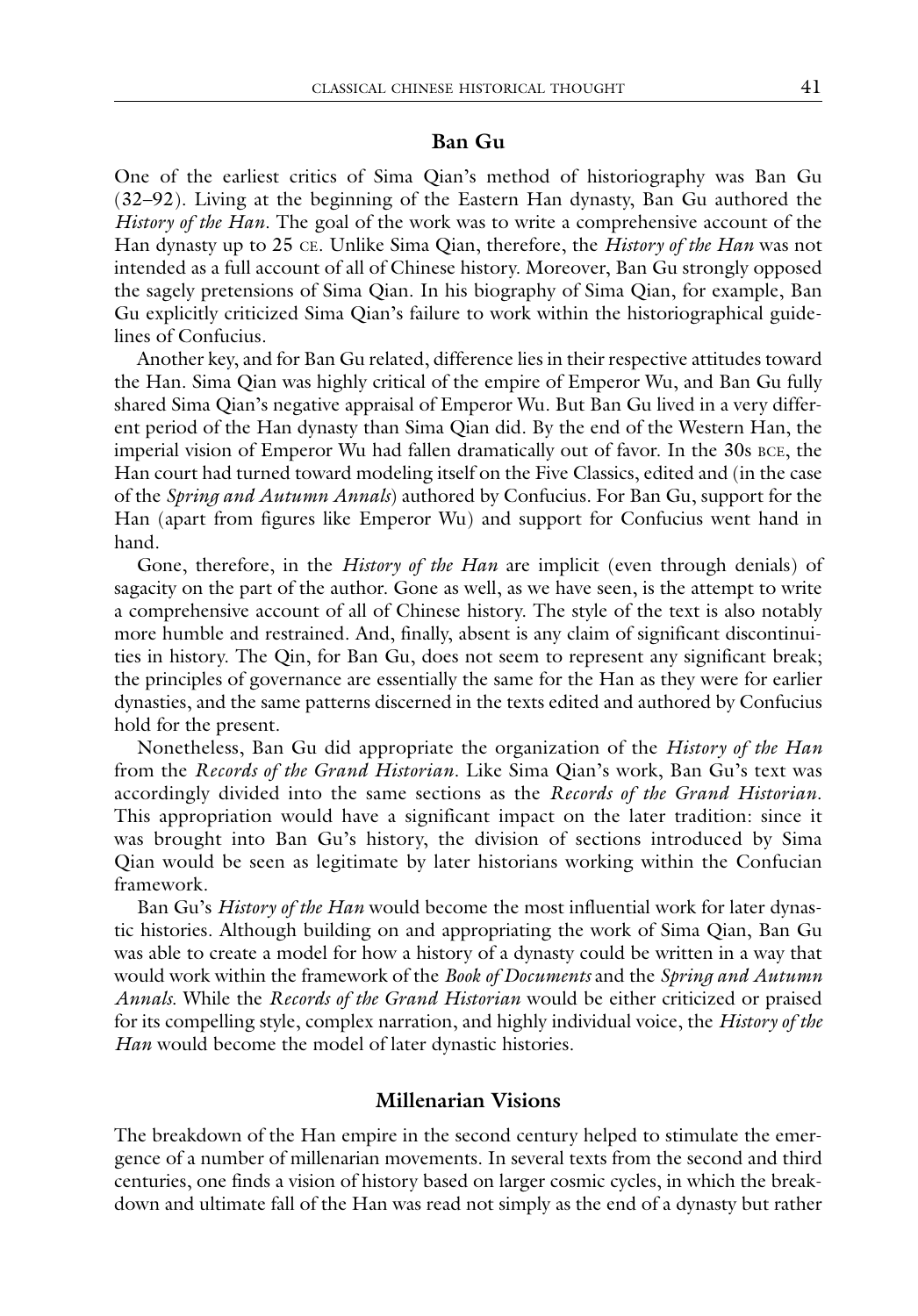## Ban Gu

One of the earliest critics of Sima Qian's method of historiography was Ban Gu (32–92). Living at the beginning of the Eastern Han dynasty, Ban Gu authored the *History of the Han*. The goal of the work was to write a comprehensive account of the Han dynasty up to 25 CE. Unlike Sima Qian, therefore, the *History of the Han* was not intended as a full account of all of Chinese history. Moreover, Ban Gu strongly opposed the sagely pretensions of Sima Qian. In his biography of Sima Qian, for example, Ban Gu explicitly criticized Sima Qian's failure to work within the historiographical guidelines of Confucius.

Another key, and for Ban Gu related, difference lies in their respective attitudes toward the Han. Sima Qian was highly critical of the empire of Emperor Wu, and Ban Gu fully shared Sima Qian's negative appraisal of Emperor Wu. But Ban Gu lived in a very different period of the Han dynasty than Sima Qian did. By the end of the Western Han, the imperial vision of Emperor Wu had fallen dramatically out of favor. In the 30s BCE, the Han court had turned toward modeling itself on the Five Classics, edited and (in the case of the *Spring and Autumn Annals*) authored by Confucius. For Ban Gu, support for the Han (apart from figures like Emperor Wu) and support for Confucius went hand in hand.

Gone, therefore, in the *History of the Han* are implicit (even through denials) of sagacity on the part of the author. Gone as well, as we have seen, is the attempt to write a comprehensive account of all of Chinese history. The style of the text is also notably more humble and restrained. And, finally, absent is any claim of significant discontinuities in history. The Qin, for Ban Gu, does not seem to represent any significant break; the principles of governance are essentially the same for the Han as they were for earlier dynasties, and the same patterns discerned in the texts edited and authored by Confucius hold for the present.

Nonetheless, Ban Gu did appropriate the organization of the *History of the Han* from the *Records of the Grand Historian*. Like Sima Qian's work, Ban Gu's text was accordingly divided into the same sections as the *Records of the Grand Historian*. This appropriation would have a significant impact on the later tradition: since it was brought into Ban Gu's history, the division of sections introduced by Sima Qian would be seen as legitimate by later historians working within the Confucian framework.

Ban Gu's *History of the Han* would become the most influential work for later dynastic histories. Although building on and appropriating the work of Sima Qian, Ban Gu was able to create a model for how a history of a dynasty could be written in a way that would work within the framework of the *Book of Documents* and the *Spring and Autumn Annals*. While the *Records of the Grand Historian* would be either criticized or praised for its compelling style, complex narration, and highly individual voice, the *History of the Han* would become the model of later dynastic histories.

## Millenarian Visions

The breakdown of the Han empire in the second century helped to stimulate the emergence of a number of millenarian movements. In several texts from the second and third centuries, one finds a vision of history based on larger cosmic cycles, in which the breakdown and ultimate fall of the Han was read not simply as the end of a dynasty but rather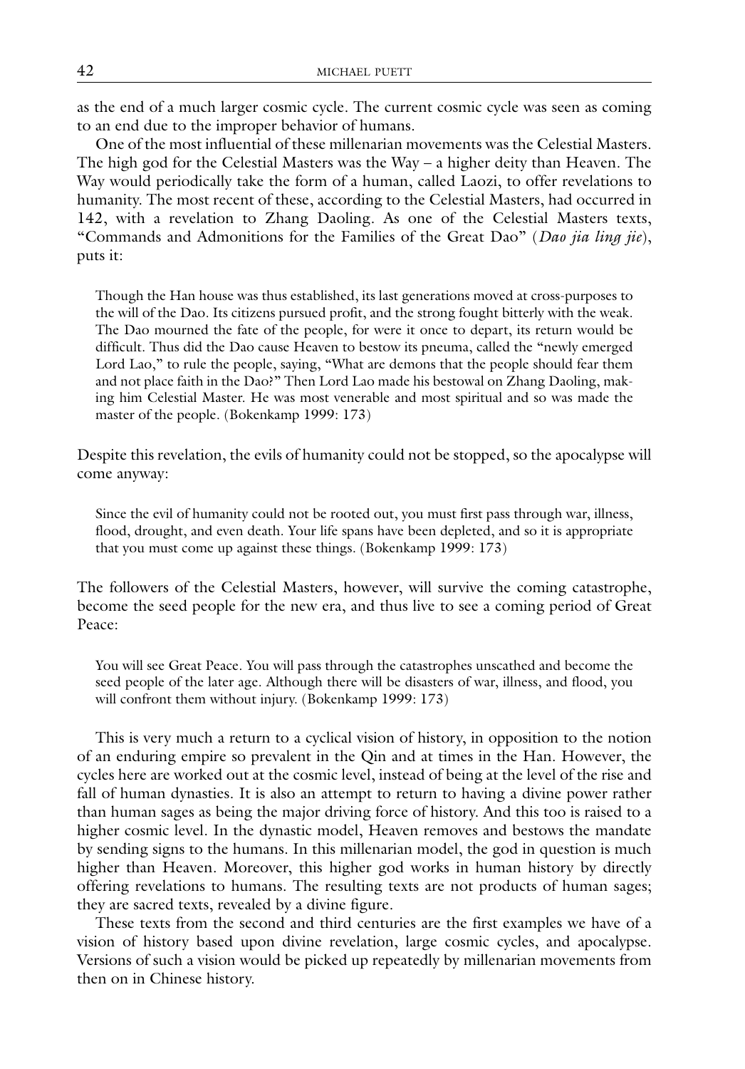as the end of a much larger cosmic cycle. The current cosmic cycle was seen as coming to an end due to the improper behavior of humans.

One of the most influential of these millenarian movements was the Celestial Masters. The high god for the Celestial Masters was the Way – a higher deity than Heaven. The Way would periodically take the form of a human, called Laozi, to offer revelations to humanity. The most recent of these, according to the Celestial Masters, had occurred in 142, with a revelation to Zhang Daoling. As one of the Celestial Masters texts, "Commands and Admonitions for the Families of the Great Dao" (*Dao jia ling jie*), puts it:

> Though the Han house was thus established, its last generations moved at cross-purposes to the will of the Dao. Its citizens pursued profit, and the strong fought bitterly with the weak. The Dao mourned the fate of the people, for were it once to depart, its return would be difficult. Thus did the Dao cause Heaven to bestow its pneuma, called the "newly emerged Lord Lao," to rule the people, saying, "What are demons that the people should fear them and not place faith in the Dao?" Then Lord Lao made his bestowal on Zhang Daoling, making him Celestial Master. He was most venerable and most spiritual and so was made the master of the people. (Bokenkamp 1999: 173)

Despite this revelation, the evils of humanity could not be stopped, so the apocalypse will come anyway:

> Since the evil of humanity could not be rooted out, you must first pass through war, illness, flood, drought, and even death. Your life spans have been depleted, and so it is appropriate that you must come up against these things. (Bokenkamp 1999: 173)

The followers of the Celestial Masters, however, will survive the coming catastrophe, become the seed people for the new era, and thus live to see a coming period of Great Peace:

> You will see Great Peace. You will pass through the catastrophes unscathed and become the seed people of the later age. Although there will be disasters of war, illness, and flood, you will confront them without injury. (Bokenkamp 1999: 173)

This is very much a return to a cyclical vision of history, in opposition to the notion of an enduring empire so prevalent in the Qin and at times in the Han. However, the cycles here are worked out at the cosmic level, instead of being at the level of the rise and fall of human dynasties. It is also an attempt to return to having a divine power rather than human sages as being the major driving force of history. And this too is raised to a higher cosmic level. In the dynastic model, Heaven removes and bestows the mandate by sending signs to the humans. In this millenarian model, the god in question is much higher than Heaven. Moreover, this higher god works in human history by directly offering revelations to humans. The resulting texts are not products of human sages; they are sacred texts, revealed by a divine figure.

These texts from the second and third centuries are the first examples we have of a vision of history based upon divine revelation, large cosmic cycles, and apocalypse. Versions of such a vision would be picked up repeatedly by millenarian movements from then on in Chinese history.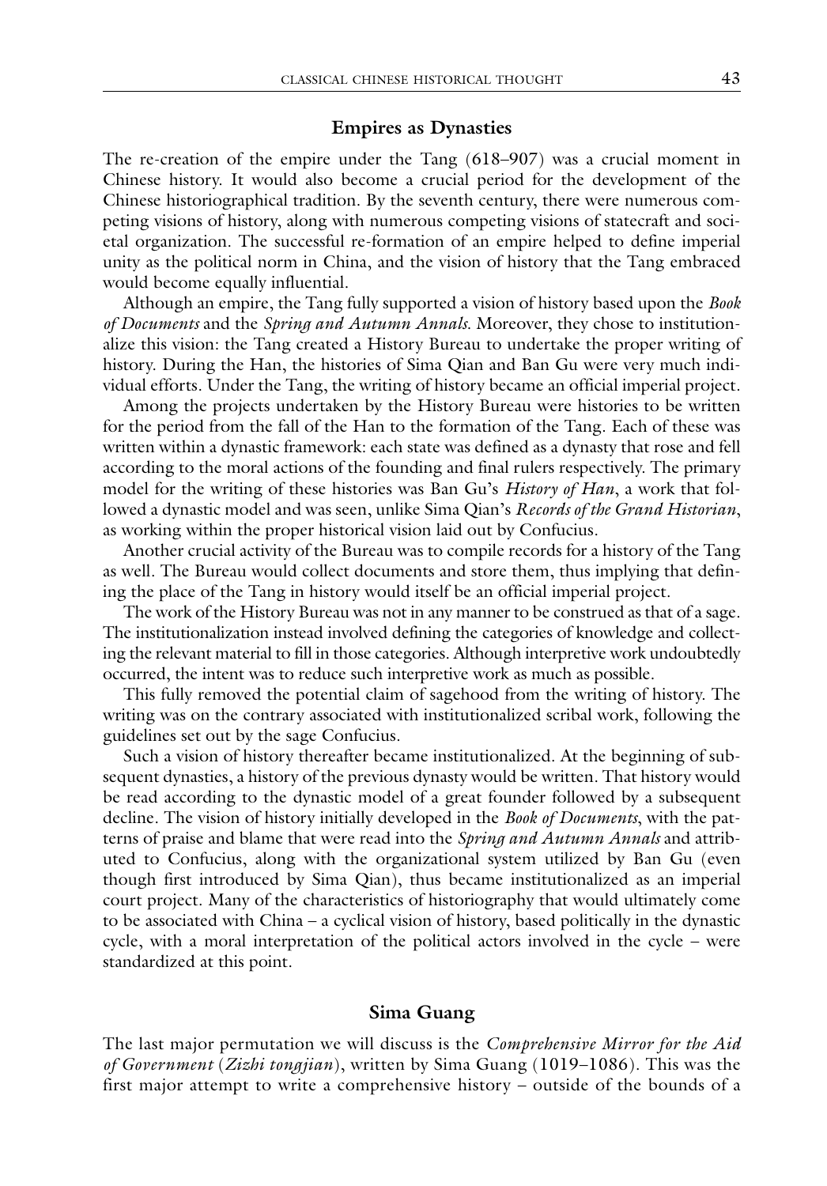## Empires as Dynasties

The re-creation of the empire under the Tang (618–907) was a crucial moment in Chinese history. It would also become a crucial period for the development of the Chinese historiographical tradition. By the seventh century, there were numerous competing visions of history, along with numerous competing visions of statecraft and societal organization. The successful re-formation of an empire helped to define imperial unity as the political norm in China, and the vision of history that the Tang embraced would become equally influential.

Although an empire, the Tang fully supported a vision of history based upon the *Book of Documents* and the *Spring and Autumn Annals*. Moreover, they chose to institutionalize this vision: the Tang created a History Bureau to undertake the proper writing of history. During the Han, the histories of Sima Qian and Ban Gu were very much individual efforts. Under the Tang, the writing of history became an official imperial project.

Among the projects undertaken by the History Bureau were histories to be written for the period from the fall of the Han to the formation of the Tang. Each of these was written within a dynastic framework: each state was defined as a dynasty that rose and fell according to the moral actions of the founding and final rulers respectively. The primary model for the writing of these histories was Ban Gu's *History of Han*, a work that followed a dynastic model and was seen, unlike Sima Qian's *Records of the Grand Historian*, as working within the proper historical vision laid out by Confucius.

Another crucial activity of the Bureau was to compile records for a history of the Tang as well. The Bureau would collect documents and store them, thus implying that defining the place of the Tang in history would itself be an official imperial project.

The work of the History Bureau was not in any manner to be construed as that of a sage. The institutionalization instead involved defining the categories of knowledge and collecting the relevant material to fill in those categories. Although interpretive work undoubtedly occurred, the intent was to reduce such interpretive work as much as possible.

This fully removed the potential claim of sagehood from the writing of history. The writing was on the contrary associated with institutionalized scribal work, following the guidelines set out by the sage Confucius.

Such a vision of history thereafter became institutionalized. At the beginning of subsequent dynasties, a history of the previous dynasty would be written. That history would be read according to the dynastic model of a great founder followed by a subsequent decline. The vision of history initially developed in the *Book of Documents*, with the patterns of praise and blame that were read into the *Spring and Autumn Annals* and attributed to Confucius, along with the organizational system utilized by Ban Gu (even though first introduced by Sima Qian), thus became institutionalized as an imperial court project. Many of the characteristics of historiography that would ultimately come to be associated with China – a cyclical vision of history, based politically in the dynastic cycle, with a moral interpretation of the political actors involved in the cycle – were standardized at this point.

## Sima Guang

The last major permutation we will discuss is the *Comprehensive Mirror for the Aid of Government* (*Zizhi tongjian*), written by Sima Guang (1019–1086). This was the first major attempt to write a comprehensive history – outside of the bounds of a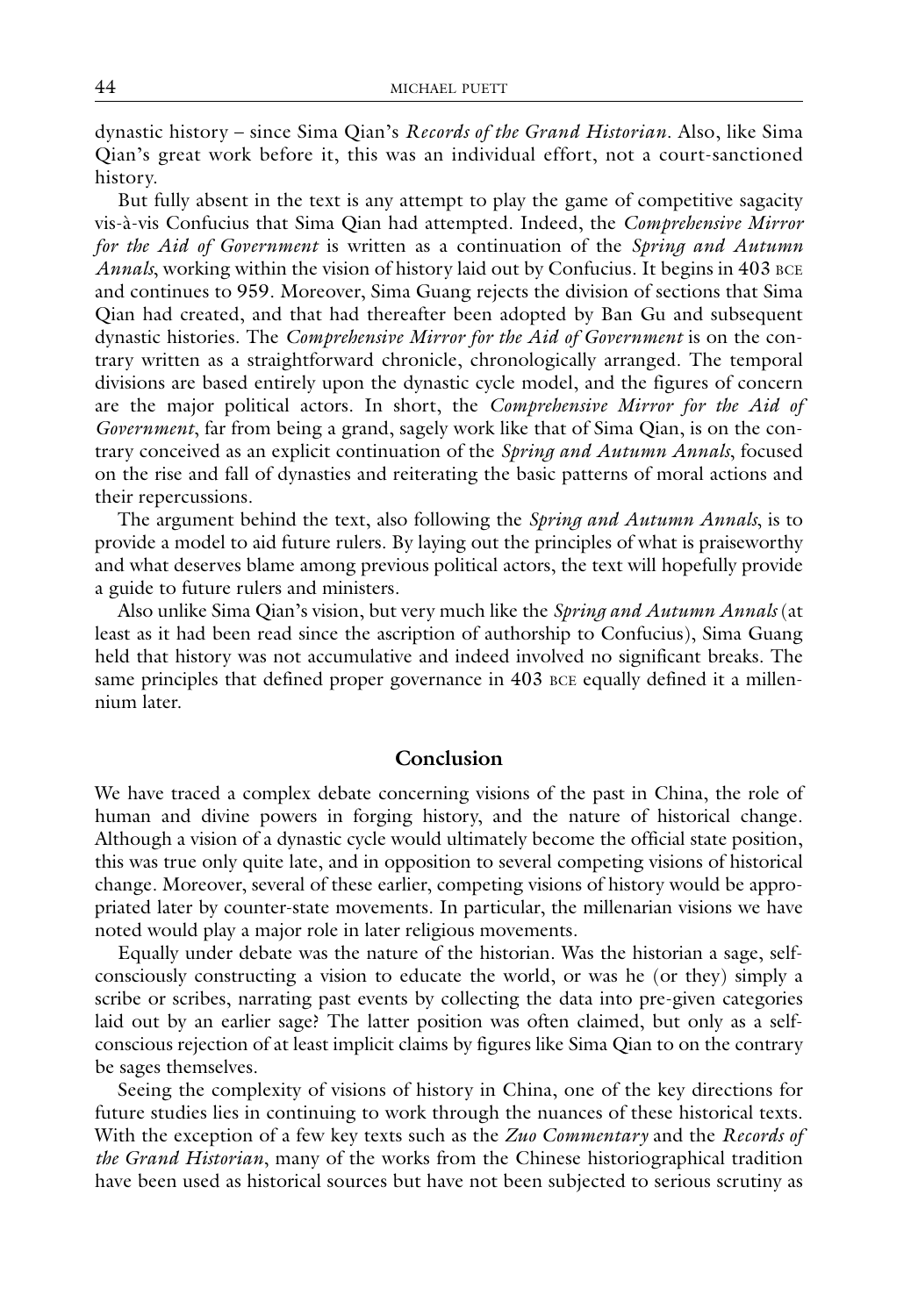dynastic history – since Sima Qian's *Records of the Grand Historian*. Also, like Sima Qian's great work before it, this was an individual effort, not a court-sanctioned history.

But fully absent in the text is any attempt to play the game of competitive sagacity vis-à-vis Confucius that Sima Qian had attempted. Indeed, the *Comprehensive Mirror for the Aid of Government* is written as a continuation of the *Spring and Autumn Annals*, working within the vision of history laid out by Confucius. It begins in 403 BCE and continues to 959. Moreover, Sima Guang rejects the division of sections that Sima Qian had created, and that had thereafter been adopted by Ban Gu and subsequent dynastic histories. The *Comprehensive Mirror for the Aid of Government* is on the contrary written as a straightforward chronicle, chronologically arranged. The temporal divisions are based entirely upon the dynastic cycle model, and the figures of concern are the major political actors. In short, the *Comprehensive Mirror for the Aid of Government*, far from being a grand, sagely work like that of Sima Qian, is on the contrary conceived as an explicit continuation of the *Spring and Autumn Annals*, focused on the rise and fall of dynasties and reiterating the basic patterns of moral actions and their repercussions.

The argument behind the text, also following the *Spring and Autumn Annals*, is to provide a model to aid future rulers. By laying out the principles of what is praiseworthy and what deserves blame among previous political actors, the text will hopefully provide a guide to future rulers and ministers.

Also unlike Sima Qian's vision, but very much like the *Spring and Autumn Annals* (at least as it had been read since the ascription of authorship to Confucius), Sima Guang held that history was not accumulative and indeed involved no significant breaks. The same principles that defined proper governance in 403 BCE equally defined it a millennium later.

## Conclusion

We have traced a complex debate concerning visions of the past in China, the role of human and divine powers in forging history, and the nature of historical change. Although a vision of a dynastic cycle would ultimately become the official state position, this was true only quite late, and in opposition to several competing visions of historical change. Moreover, several of these earlier, competing visions of history would be appropriated later by counter-state movements. In particular, the millenarian visions we have noted would play a major role in later religious movements.

Equally under debate was the nature of the historian. Was the historian a sage, self-consciously constructing a vision to educate the world, or was he (or they) simply a scribe or scribes, narrating past events by collecting the data into pre-given categories laid out by an earlier sage? The latter position was often claimed, but only as a self-conscious rejection of at least implicit claims by figures like Sima Qian to on the contrary be sages themselves.

Seeing the complexity of visions of history in China, one of the key directions for future studies lies in continuing to work through the nuances of these historical texts. With the exception of a few key texts such as the *Zuo Commentary* and the *Records of the Grand Historian*, many of the works from the Chinese historiographical tradition have been used as historical sources but have not been subjected to serious scrutiny as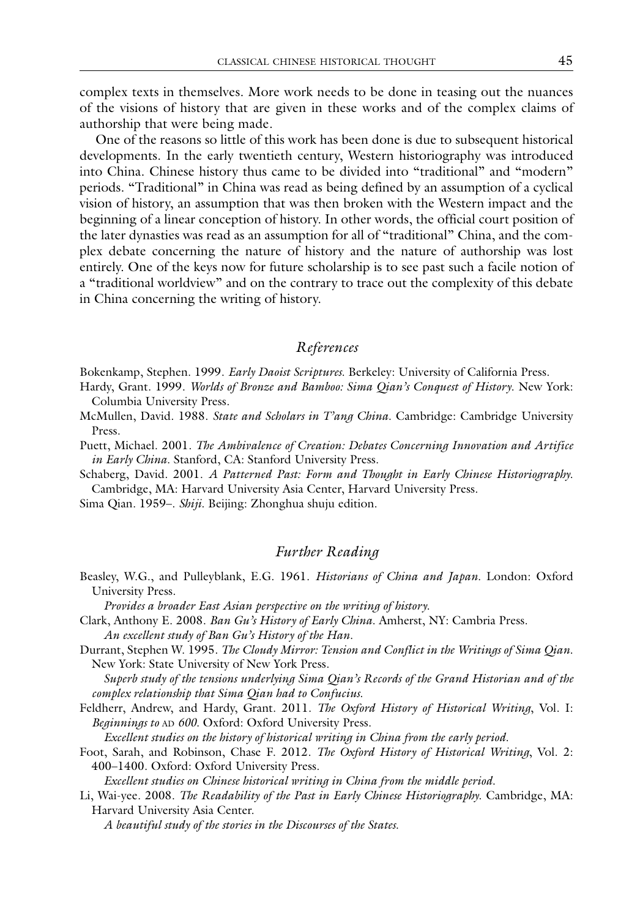complex texts in themselves. More work needs to be done in teasing out the nuances of the visions of history that are given in these works and of the complex claims of authorship that were being made.

One of the reasons so little of this work has been done is due to subsequent historical developments. In the early twentieth century, Western historiography was introduced into China. Chinese history thus came to be divided into "traditional" and "modern" periods. "Traditional" in China was read as being defined by an assumption of a cyclical vision of history, an assumption that was then broken with the Western impact and the beginning of a linear conception of history. In other words, the official court position of the later dynasties was read as an assumption for all of "traditional" China, and the complex debate concerning the nature of history and the nature of authorship was lost entirely. One of the keys now for future scholarship is to see past such a facile notion of a "traditional worldview" and on the contrary to trace out the complexity of this debate in China concerning the writing of history.

## *References*

Bokenkamp, Stephen. 1999. *Early Daoist Scriptures*. Berkeley: University of California Press.

Hardy, Grant. 1999. *Worlds of Bronze and Bamboo: Sima Qian's Conquest of History*. New York: Columbia University Press.

McMullen, David. 1988. *State and Scholars in T'ang China*. Cambridge: Cambridge University Press.

Puett, Michael. 2001. *The Ambivalence of Creation: Debates Concerning Innovation and Artifice in Early China*. Stanford, CA: Stanford University Press.

Schaberg, David. 2001. *A Patterned Past: Form and Thought in Early Chinese Historiography*. Cambridge, MA: Harvard University Asia Center, Harvard University Press.

Sima Qian. 1959–. *Shiji*. Beijing: Zhonghua shuju edition.

## *Further Reading*

Beasley, W.G., and Pulleyblank, E.G. 1961. *Historians of China and Japan*. London: Oxford University Press.

*Provides a broader East Asian perspective on the writing of history.*

Clark, Anthony E. 2008. *Ban Gu's History of Early China*. Amherst, NY: Cambria Press.

*An excellent study of Ban Gu's History of the Han.*

Durrant, Stephen W. 1995. *The Cloudy Mirror: Tension and Conflict in the Writings of Sima Qian*. New York: State University of New York Press.

*Superb study of the tensions underlying Sima Qian's Records of the Grand Historian and of the complex relationship that Sima Qian had to Confucius.*

Feldherr, Andrew, and Hardy, Grant. 2011. *The Oxford History of Historical Writing*, Vol. I: *Beginnings to* AD *600*. Oxford: Oxford University Press.

*Excellent studies on the history of historical writing in China from the early period.*

Foot, Sarah, and Robinson, Chase F. 2012. *The Oxford History of Historical Writing*, Vol. 2: 400–1400. Oxford: Oxford University Press.

*Excellent studies on Chinese historical writing in China from the middle period.*

Li, Wai-yee. 2008. *The Readability of the Past in Early Chinese Historiography*. Cambridge, MA: Harvard University Asia Center.

*A beautiful study of the stories in the Discourses of the States.*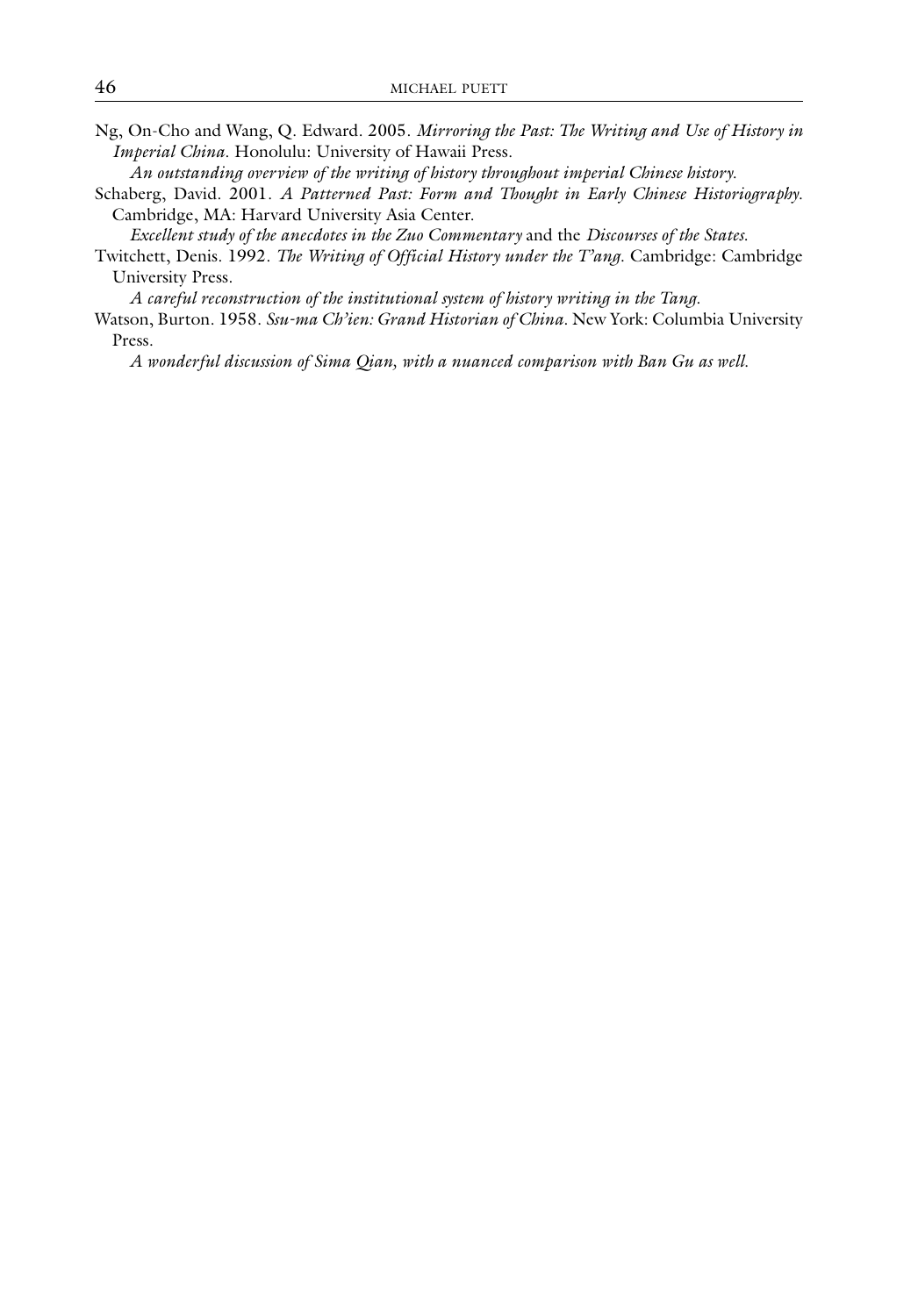Ng, On-Cho and Wang, Q. Edward. 2005. *Mirroring the Past: The Writing and Use of History in Imperial China*. Honolulu: University of Hawaii Press.

*An outstanding overview of the writing of history throughout imperial Chinese history.*

Schaberg, David. 2001. *A Patterned Past: Form and Thought in Early Chinese Historiography*. Cambridge, MA: Harvard University Asia Center.

*Excellent study of the anecdotes in the Zuo Commentary* and the *Discourses of the States.*

Twitchett, Denis. 1992. *The Writing of Official History under the T'ang*. Cambridge: Cambridge University Press.

*A careful reconstruction of the institutional system of history writing in the Tang.*

Watson, Burton. 1958. *Ssu-ma Ch'ien: Grand Historian of China*. New York: Columbia University Press.

*A wonderful discussion of Sima Qian, with a nuanced comparison with Ban Gu as well.*